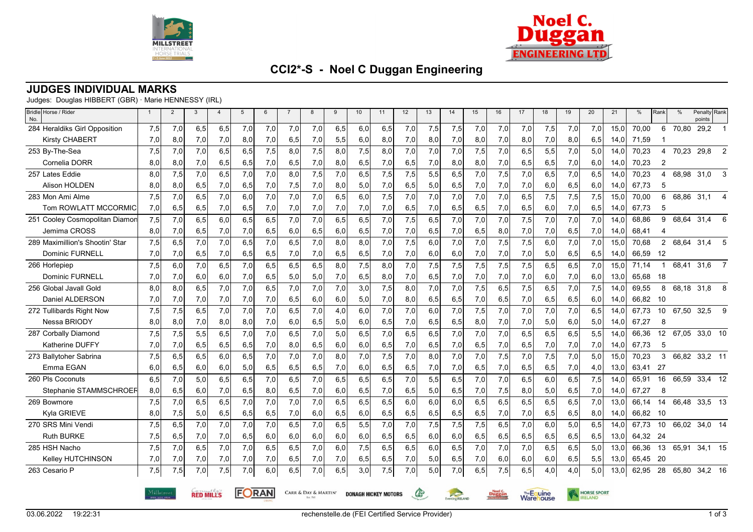# CCI2*-S - Noel C Duggan Engineering

## JUDGES INDIVIDUAL MARKS

Judges: Douglas HIBBERT (GBR) · Marie HENNESSY (IRL)

| Bridle No. | Horse / Rider | 1 | 2 | 3 | 4 | 5 | 6 | 7 | 8 | 9 | 10 | 11 | 12 | 13 | 14 | 15 | 16 | 17 | 18 | 19 | 20 | 21 | % | Rank | % | Penalty points | Rank |
|---|---|---|---|---|---|---|---|---|---|---|---|---|---|---|---|---|---|---|---|---|---|---|---|---|---|---|---|
| 284 | Heraldiks Girl Opposition | 7,5 | 7,0 | 6,5 | 6,5 | 7,0 | 7,0 | 7,0 | 7,0 | 6,5 | 6,0 | 6,5 | 7,0 | 7,5 | 7,5 | 7,0 | 7,0 | 7,0 | 7,5 | 7,0 | 7,0 | 15,0 | 70,00 | 6 | 70,80 | 29,2 | 1 |
| | Kirsty CHABERT | 7,0 | 8,0 | 7,0 | 7,0 | 8,0 | 7,0 | 6,5 | 7,0 | 5,5 | 6,0 | 8,0 | 7,0 | 8,0 | 7,0 | 8,0 | 7,0 | 8,0 | 7,0 | 8,0 | 6,5 | 14,0 | 71,59 | 1 | | | |
| 253 | By-The-Sea | 7,5 | 7,0 | 7,0 | 6,5 | 6,5 | 7,5 | 8,0 | 7,5 | 8,0 | 7,5 | 8,0 | 7,0 | 7,0 | 7,0 | 7,5 | 7,0 | 6,5 | 5,5 | 7,0 | 5,0 | 14,0 | 70,23 | 4 | 70,23 | 29,8 | 2 |
| | Cornelia DORR | 8,0 | 8,0 | 7,0 | 6,5 | 6,5 | 7,0 | 6,5 | 7,0 | 8,0 | 6,5 | 7,0 | 6,5 | 7,0 | 8,0 | 8,0 | 7,0 | 6,5 | 6,5 | 7,0 | 6,0 | 14,0 | 70,23 | 2 | | | |
| 257 | Lates Eddie | 8,0 | 7,5 | 7,0 | 6,5 | 7,0 | 7,0 | 8,0 | 7,5 | 7,0 | 6,5 | 7,5 | 7,5 | 5,5 | 6,5 | 7,0 | 7,5 | 7,0 | 6,5 | 7,0 | 6,5 | 14,0 | 70,23 | 4 | 68,98 | 31,0 | 3 |
| | Alison HOLDEN | 8,0 | 8,0 | 6,5 | 7,0 | 6,5 | 7,0 | 7,5 | 7,0 | 8,0 | 5,0 | 7,0 | 6,5 | 5,0 | 6,5 | 7,0 | 7,0 | 7,0 | 6,0 | 6,5 | 6,0 | 14,0 | 67,73 | 5 | | | |
| 283 | Mon Ami Alme | 7,5 | 7,0 | 6,5 | 7,0 | 6,0 | 7,0 | 7,0 | 7,0 | 6,5 | 6,0 | 7,5 | 7,0 | 7,0 | 7,0 | 7,0 | 7,0 | 6,5 | 7,5 | 7,5 | 7,5 | 15,0 | 70,00 | 6 | 68,86 | 31,1 | 4 |
| | Tom ROWLATT MCCORMIC | 7,0 | 6,5 | 6,5 | 7,0 | 6,5 | 7,0 | 7,0 | 7,0 | 7,0 | 7,0 | 7,0 | 6,5 | 7,0 | 6,5 | 6,5 | 7,0 | 6,5 | 6,0 | 7,0 | 6,5 | 14,0 | 67,73 | 5 | | | |
| 251 | Cooley Cosmopolitan Diamon | 7,5 | 7,0 | 6,5 | 6,0 | 6,5 | 6,5 | 7,0 | 7,0 | 6,5 | 6,5 | 7,0 | 7,5 | 6,5 | 7,0 | 7,0 | 7,0 | 7,5 | 7,0 | 7,0 | 7,0 | 14,0 | 68,86 | 9 | 68,64 | 31,4 | 6 |
| | Jemima CROSS | 8,0 | 7,0 | 6,5 | 7,0 | 7,0 | 6,5 | 6,0 | 6,5 | 6,0 | 6,5 | 7,0 | 7,0 | 6,5 | 7,0 | 6,5 | 8,0 | 7,0 | 7,0 | 6,5 | 7,0 | 14,0 | 68,41 | 4 | | | |
| 289 | Maximillion's Shootin' Star | 7,5 | 6,5 | 7,0 | 7,0 | 6,5 | 7,0 | 6,5 | 7,0 | 8,0 | 8,0 | 7,0 | 7,5 | 6,0 | 7,0 | 7,0 | 7,5 | 7,5 | 6,0 | 7,0 | 7,0 | 15,0 | 70,68 | 2 | 68,64 | 31,4 | 5 |
| | Dominic FURNELL | 7,0 | 7,0 | 6,5 | 7,0 | 6,5 | 6,5 | 7,0 | 7,0 | 6,5 | 6,5 | 7,0 | 7,0 | 6,0 | 6,0 | 7,0 | 7,0 | 7,0 | 5,0 | 6,5 | 6,5 | 14,0 | 66,59 | 12 | | | |
| 266 | Horlepiep | 7,5 | 6,0 | 7,0 | 6,5 | 7,0 | 6,5 | 6,5 | 6,5 | 8,0 | 7,5 | 8,0 | 7,0 | 7,5 | 7,5 | 7,5 | 7,5 | 7,5 | 6,5 | 6,5 | 7,0 | 15,0 | 71,14 | 1 | 68,41 | 31,6 | 7 |
| | Dominic FURNELL | 7,0 | 7,0 | 6,0 | 6,0 | 7,0 | 6,5 | 5,0 | 5,0 | 7,0 | 6,5 | 8,0 | 7,0 | 6,5 | 7,0 | 7,0 | 7,0 | 7,0 | 6,0 | 7,0 | 6,0 | 13,0 | 65,68 | 18 | | | |
| 256 | Global Javall Gold | 8,0 | 8,0 | 6,5 | 7,0 | 7,0 | 6,5 | 7,0 | 7,0 | 7,0 | 3,0 | 7,5 | 8,0 | 7,0 | 7,0 | 7,5 | 6,5 | 7,5 | 6,5 | 7,0 | 7,5 | 14,0 | 69,55 | 8 | 68,18 | 31,8 | 8 |
| | Daniel ALDERSON | 7,0 | 7,0 | 7,0 | 7,0 | 7,0 | 7,0 | 6,5 | 6,0 | 6,0 | 5,0 | 7,0 | 8,0 | 6,5 | 6,5 | 7,0 | 6,5 | 7,0 | 6,5 | 6,5 | 6,0 | 14,0 | 66,82 | 10 | | | |
| 272 | Tullibards Right Now | 7,5 | 7,5 | 6,5 | 7,0 | 7,0 | 7,0 | 6,5 | 7,0 | 4,0 | 6,0 | 7,0 | 7,0 | 6,0 | 7,0 | 7,5 | 7,0 | 7,0 | 7,0 | 7,0 | 6,5 | 14,0 | 67,73 | 10 | 67,50 | 32,5 | 9 |
| | Nessa BRIODY | 8,0 | 8,0 | 7,0 | 8,0 | 8,0 | 7,0 | 6,0 | 6,5 | 5,0 | 6,0 | 6,5 | 7,0 | 6,5 | 6,5 | 8,0 | 7,0 | 7,0 | 5,0 | 6,0 | 5,0 | 14,0 | 67,27 | 8 | | | |
| 287 | Corbally Diamond | 7,5 | 7,5 | 5,5 | 6,5 | 7,0 | 7,0 | 6,5 | 7,0 | 5,0 | 6,5 | 7,0 | 6,5 | 6,5 | 7,0 | 7,0 | 7,0 | 6,5 | 6,5 | 6,5 | 5,5 | 14,0 | 66,36 | 12 | 67,05 | 33,0 | 10 |
| | Katherine DUFFY | 7,0 | 7,0 | 6,5 | 6,5 | 6,5 | 7,0 | 8,0 | 6,5 | 6,0 | 6,0 | 6,5 | 7,0 | 6,5 | 7,0 | 6,5 | 7,0 | 6,5 | 7,0 | 7,0 | 7,0 | 14,0 | 67,73 | 5 | | | |
| 273 | Ballytoher Sabrina | 7,5 | 6,5 | 6,5 | 6,0 | 6,5 | 7,0 | 7,0 | 7,0 | 8,0 | 7,0 | 7,5 | 7,0 | 8,0 | 7,0 | 7,0 | 7,5 | 7,0 | 7,5 | 7,0 | 5,0 | 15,0 | 70,23 | 3 | 66,82 | 33,2 | 11 |
| | Emma EGAN | 6,0 | 6,5 | 6,0 | 6,0 | 5,0 | 6,5 | 6,5 | 6,5 | 7,0 | 6,0 | 6,5 | 6,5 | 7,0 | 7,0 | 6,5 | 7,0 | 6,5 | 6,5 | 7,0 | 4,0 | 13,0 | 63,41 | 27 | | | |
| 260 | Pls Coconuts | 6,5 | 7,0 | 5,0 | 6,5 | 6,5 | 7,0 | 6,5 | 7,0 | 6,5 | 6,5 | 6,5 | 7,0 | 5,5 | 6,5 | 7,0 | 7,0 | 6,5 | 6,0 | 6,5 | 7,5 | 14,0 | 65,91 | 16 | 66,59 | 33,4 | 12 |
| | Stephanie STAMMSCHROEF | 8,0 | 6,5 | 6,0 | 7,0 | 6,5 | 8,0 | 6,5 | 7,0 | 6,0 | 6,5 | 7,0 | 6,5 | 5,0 | 6,5 | 7,0 | 7,5 | 8,0 | 5,0 | 6,5 | 7,0 | 14,0 | 67,27 | 8 | | | |
| 269 | Bowmore | 7,5 | 7,0 | 6,5 | 6,5 | 7,0 | 7,0 | 7,0 | 7,0 | 6,5 | 6,5 | 6,5 | 6,0 | 6,0 | 6,0 | 6,5 | 6,5 | 6,5 | 6,5 | 6,5 | 7,0 | 13,0 | 66,14 | 14 | 66,48 | 33,5 | 13 |
| | Kyla GRIEVE | 8,0 | 7,5 | 5,0 | 6,5 | 6,5 | 6,5 | 7,0 | 6,0 | 6,5 | 6,0 | 6,5 | 6,5 | 6,5 | 6,5 | 6,5 | 7,0 | 7,0 | 6,5 | 6,5 | 8,0 | 14,0 | 66,82 | 10 | | | |
| 270 | SRS Mini Vendi | 7,5 | 6,5 | 7,0 | 7,0 | 7,0 | 7,0 | 6,5 | 7,0 | 6,5 | 5,5 | 7,0 | 7,0 | 7,5 | 7,5 | 7,5 | 6,5 | 7,0 | 6,0 | 5,0 | 6,5 | 14,0 | 67,73 | 10 | 66,02 | 34,0 | 14 |
| | Ruth BURKE | 7,5 | 6,5 | 7,0 | 7,0 | 6,5 | 6,0 | 6,0 | 6,0 | 6,0 | 6,0 | 6,5 | 6,5 | 6,0 | 6,0 | 6,5 | 6,5 | 6,5 | 6,5 | 6,5 | 6,5 | 13,0 | 64,32 | 24 | | | |
| 285 | HSH Nacho | 7,5 | 7,0 | 6,5 | 7,0 | 7,0 | 6,5 | 6,5 | 7,0 | 6,0 | 7,5 | 6,5 | 6,5 | 6,0 | 6,5 | 7,0 | 7,0 | 7,0 | 6,5 | 6,5 | 5,0 | 13,0 | 66,36 | 13 | 65,91 | 34,1 | 15 |
| | Kelley HUTCHINSON | 7,0 | 7,0 | 7,0 | 7,0 | 7,0 | 7,0 | 6,5 | 7,0 | 7,0 | 6,5 | 6,5 | 7,0 | 5,0 | 6,5 | 7,0 | 6,0 | 6,0 | 6,0 | 6,5 | 5,5 | 13,0 | 65,45 | 20 | | | |
| 263 | Cesario P | 7,5 | 7,5 | 7,0 | 7,5 | 7,0 | 6,0 | 6,5 | 7,0 | 6,5 | 3,0 | 7,5 | 7,0 | 5,0 | 7,0 | 6,5 | 7,5 | 6,5 | 4,0 | 4,0 | 5,0 | 13,0 | 62,95 | 28 | 65,80 | 34,2 | 16 |

03.06.2022 19:22:31 rechenstelle.de (FEI Certified Service Provider)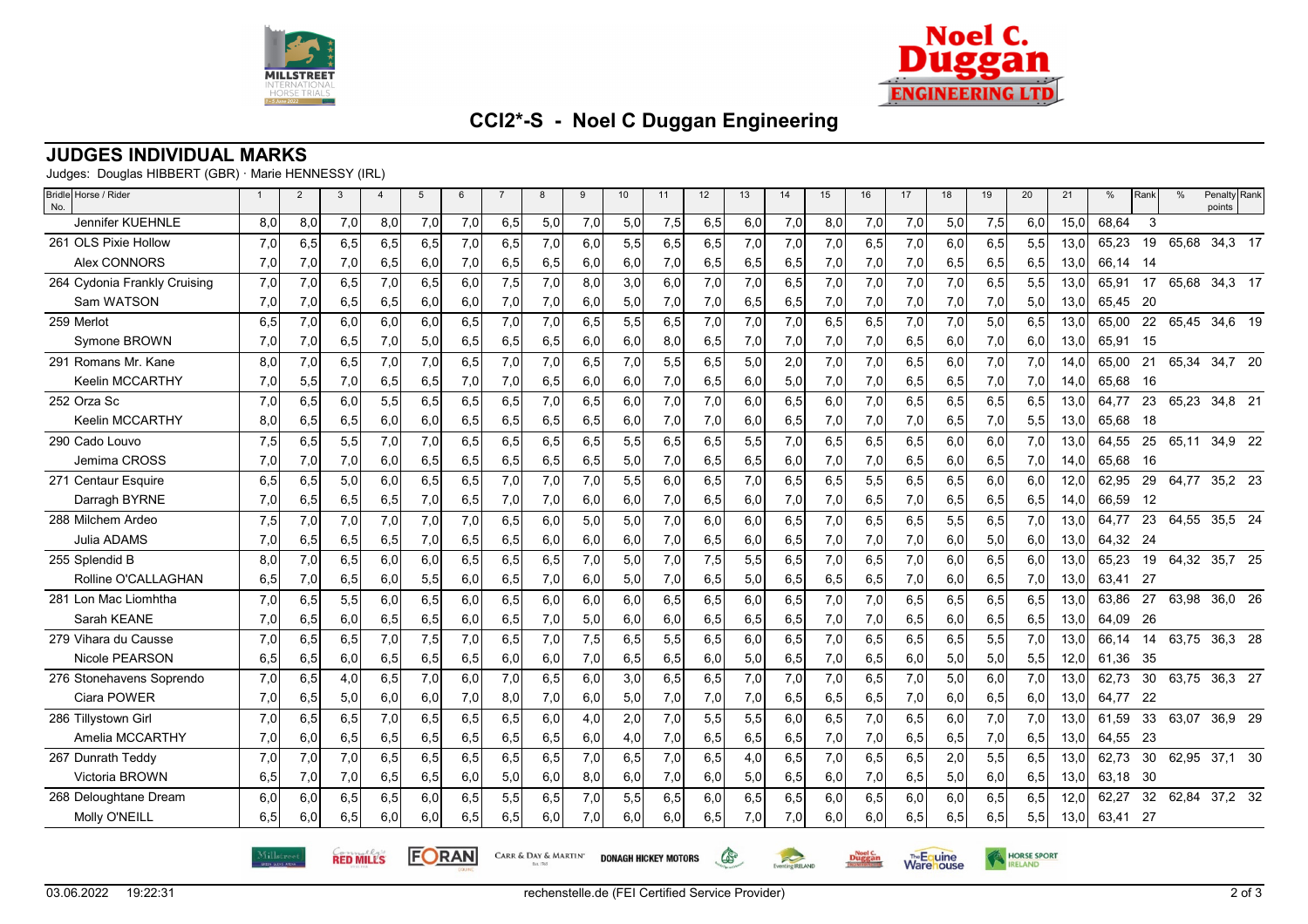## CCI2*-S - Noel C Duggan Engineering

### JUDGES INDIVIDUAL MARKS

Judges: Douglas HIBBERT (GBR) · Marie HENNESSY (IRL)

| Bridle No. | Horse / Rider | 1 | 2 | 3 | 4 | 5 | 6 | 7 | 8 | 9 | 10 | 11 | 12 | 13 | 14 | 15 | 16 | 17 | 18 | 19 | 20 | 21 | % | Rank | % | Penalty points | Rank |
|---|---|---|---|---|---|---|---|---|---|---|---|---|---|---|---|---|---|---|---|---|---|---|---|---|---|---|---|
| | Jennifer KUEHNLE | 8,0 | 8,0 | 7,0 | 8,0 | 7,0 | 7,0 | 6,5 | 5,0 | 7,0 | 5,0 | 7,5 | 6,5 | 6,0 | 7,0 | 8,0 | 7,0 | 7,0 | 5,0 | 7,5 | 6,0 | 15,0 | 68,64 | 3 | | | |
| 261 | OLS Pixie Hollow | 7,0 | 6,5 | 6,5 | 6,5 | 6,5 | 7,0 | 6,5 | 7,0 | 6,0 | 5,5 | 6,5 | 6,5 | 7,0 | 7,0 | 7,0 | 6,5 | 7,0 | 6,0 | 6,5 | 5,5 | 13,0 | 65,23 | 19 | 65,68 | 34,3 | 17 |
| | Alex CONNORS | 7,0 | 7,0 | 7,0 | 6,5 | 6,0 | 7,0 | 6,5 | 6,5 | 6,0 | 6,0 | 7,0 | 6,5 | 6,5 | 6,5 | 7,0 | 7,0 | 7,0 | 6,5 | 6,5 | 6,5 | 13,0 | 66,14 | 14 | | | |
| 264 | Cydonia Frankly Cruising | 7,0 | 7,0 | 6,5 | 7,0 | 6,5 | 6,0 | 7,5 | 7,0 | 8,0 | 3,0 | 6,0 | 7,0 | 7,0 | 6,5 | 7,0 | 7,0 | 7,0 | 7,0 | 6,5 | 5,5 | 13,0 | 65,91 | 17 | 65,68 | 34,3 | 17 |
| | Sam WATSON | 7,0 | 7,0 | 6,5 | 6,5 | 6,0 | 6,0 | 7,0 | 7,0 | 6,0 | 5,0 | 7,0 | 7,0 | 6,5 | 6,5 | 7,0 | 7,0 | 7,0 | 7,0 | 7,0 | 5,0 | 13,0 | 65,45 | 20 | | | |
| 259 | Merlot | 6,5 | 7,0 | 6,0 | 6,0 | 6,0 | 6,5 | 7,0 | 7,0 | 6,5 | 5,5 | 6,5 | 7,0 | 7,0 | 7,0 | 6,5 | 6,5 | 7,0 | 7,0 | 5,0 | 6,5 | 13,0 | 65,00 | 22 | 65,45 | 34,6 | 19 |
| | Symone BROWN | 7,0 | 7,0 | 6,5 | 7,0 | 5,0 | 6,5 | 6,5 | 6,5 | 6,0 | 6,0 | 8,0 | 6,5 | 7,0 | 7,0 | 7,0 | 7,0 | 6,5 | 6,0 | 7,0 | 6,0 | 13,0 | 65,91 | 15 | | | |
| 291 | Romans Mr. Kane | 8,0 | 7,0 | 6,5 | 7,0 | 7,0 | 6,5 | 7,0 | 7,0 | 6,5 | 7,0 | 5,5 | 6,5 | 5,0 | 2,0 | 7,0 | 7,0 | 6,5 | 6,0 | 7,0 | 7,0 | 14,0 | 65,00 | 21 | 65,34 | 34,7 | 20 |
| | Keelin MCCARTHY | 7,0 | 5,5 | 7,0 | 6,5 | 6,5 | 7,0 | 7,0 | 6,5 | 6,0 | 6,0 | 7,0 | 6,5 | 6,0 | 5,0 | 7,0 | 7,0 | 6,5 | 6,5 | 7,0 | 7,0 | 14,0 | 65,68 | 16 | | | |
| 252 | Orza Sc | 7,0 | 6,5 | 6,0 | 5,5 | 6,5 | 6,5 | 6,5 | 7,0 | 6,5 | 6,0 | 7,0 | 7,0 | 6,0 | 6,5 | 6,0 | 7,0 | 6,5 | 6,5 | 6,5 | 6,5 | 13,0 | 64,77 | 23 | 65,23 | 34,8 | 21 |
| | Keelin MCCARTHY | 8,0 | 6,5 | 6,5 | 6,0 | 6,0 | 6,5 | 6,5 | 6,5 | 6,5 | 6,0 | 7,0 | 7,0 | 6,0 | 6,5 | 7,0 | 7,0 | 7,0 | 6,5 | 7,0 | 5,5 | 13,0 | 65,68 | 18 | | | |
| 290 | Cado Louvo | 7,5 | 6,5 | 5,5 | 7,0 | 7,0 | 6,5 | 6,5 | 6,5 | 6,5 | 5,5 | 6,5 | 6,5 | 5,5 | 7,0 | 6,5 | 6,5 | 6,5 | 6,0 | 6,0 | 7,0 | 13,0 | 64,55 | 25 | 65,11 | 34,9 | 22 |
| | Jemima CROSS | 7,0 | 7,0 | 7,0 | 6,0 | 6,5 | 6,5 | 6,5 | 6,5 | 6,5 | 5,0 | 7,0 | 6,5 | 6,5 | 6,0 | 7,0 | 7,0 | 6,5 | 6,0 | 6,5 | 7,0 | 14,0 | 65,68 | 16 | | | |
| 271 | Centaur Esquire | 6,5 | 6,5 | 5,0 | 6,0 | 6,5 | 6,5 | 7,0 | 7,0 | 7,0 | 5,5 | 6,0 | 6,5 | 7,0 | 6,5 | 6,5 | 5,5 | 6,5 | 6,5 | 6,0 | 6,0 | 12,0 | 62,95 | 29 | 64,77 | 35,2 | 23 |
| | Darragh BYRNE | 7,0 | 6,5 | 6,5 | 6,5 | 7,0 | 6,5 | 7,0 | 7,0 | 6,0 | 6,0 | 7,0 | 6,5 | 6,0 | 7,0 | 7,0 | 6,5 | 7,0 | 6,5 | 6,5 | 6,5 | 14,0 | 66,59 | 12 | | | |
| 288 | Milchem Ardeo | 7,5 | 7,0 | 7,0 | 7,0 | 7,0 | 7,0 | 6,5 | 6,0 | 5,0 | 5,0 | 7,0 | 6,0 | 6,0 | 6,5 | 7,0 | 6,5 | 6,5 | 5,5 | 6,5 | 7,0 | 13,0 | 64,77 | 23 | 64,55 | 35,5 | 24 |
| | Julia ADAMS | 7,0 | 6,5 | 6,5 | 6,5 | 7,0 | 6,5 | 6,5 | 6,0 | 6,0 | 6,0 | 7,0 | 6,5 | 6,0 | 6,5 | 7,0 | 7,0 | 7,0 | 6,0 | 5,0 | 6,0 | 13,0 | 64,32 | 24 | | | |
| 255 | Splendid B | 8,0 | 7,0 | 6,5 | 6,0 | 6,0 | 6,5 | 6,5 | 6,5 | 7,0 | 5,0 | 7,0 | 7,5 | 5,5 | 6,5 | 7,0 | 6,5 | 7,0 | 6,0 | 6,5 | 6,0 | 13,0 | 65,23 | 19 | 64,32 | 35,7 | 25 |
| | Rolline O'CALLAGHAN | 6,5 | 7,0 | 6,5 | 6,0 | 5,5 | 6,0 | 6,5 | 7,0 | 6,0 | 5,0 | 7,0 | 6,5 | 5,0 | 6,5 | 6,5 | 6,5 | 7,0 | 6,0 | 6,5 | 7,0 | 13,0 | 63,41 | 27 | | | |
| 281 | Lon Mac Liomhtha | 7,0 | 6,5 | 5,5 | 6,0 | 6,5 | 6,0 | 6,5 | 6,0 | 6,0 | 6,0 | 6,5 | 6,5 | 6,0 | 6,5 | 7,0 | 7,0 | 6,5 | 6,5 | 6,5 | 6,5 | 13,0 | 63,86 | 27 | 63,98 | 36,0 | 26 |
| | Sarah KEANE | 7,0 | 6,5 | 6,0 | 6,5 | 6,5 | 6,0 | 6,5 | 7,0 | 5,0 | 6,0 | 6,0 | 6,5 | 6,5 | 6,5 | 7,0 | 7,0 | 6,5 | 6,0 | 6,5 | 6,5 | 13,0 | 64,09 | 26 | | | |
| 279 | Vihara du Causse | 7,0 | 6,5 | 6,5 | 7,0 | 7,5 | 7,0 | 6,5 | 7,0 | 7,5 | 6,5 | 5,5 | 6,5 | 6,0 | 6,5 | 7,0 | 6,5 | 6,5 | 6,5 | 5,5 | 7,0 | 13,0 | 66,14 | 14 | 63,75 | 36,3 | 28 |
| | Nicole PEARSON | 6,5 | 6,5 | 6,0 | 6,5 | 6,5 | 6,5 | 6,0 | 6,0 | 7,0 | 6,5 | 6,5 | 6,0 | 5,0 | 6,5 | 7,0 | 6,5 | 6,0 | 5,0 | 5,0 | 5,5 | 12,0 | 61,36 | 35 | | | |
| 276 | Stonehavens Soprendo | 7,0 | 6,5 | 4,0 | 6,5 | 7,0 | 6,0 | 7,0 | 6,5 | 6,0 | 3,0 | 6,5 | 6,5 | 7,0 | 7,0 | 7,0 | 6,5 | 7,0 | 5,0 | 6,0 | 7,0 | 13,0 | 62,73 | 30 | 63,75 | 36,3 | 27 |
| | Ciara POWER | 7,0 | 6,5 | 5,0 | 6,0 | 6,0 | 7,0 | 8,0 | 7,0 | 6,0 | 5,0 | 7,0 | 7,0 | 7,0 | 6,5 | 6,5 | 6,5 | 7,0 | 6,0 | 6,5 | 6,0 | 13,0 | 64,77 | 22 | | | |
| 286 | Tillystown Girl | 7,0 | 6,5 | 6,5 | 7,0 | 6,5 | 6,5 | 6,5 | 6,0 | 4,0 | 2,0 | 7,0 | 5,5 | 5,5 | 6,0 | 6,5 | 7,0 | 6,5 | 6,0 | 7,0 | 7,0 | 13,0 | 61,59 | 33 | 63,07 | 36,9 | 29 |
| | Amelia MCCARTHY | 7,0 | 6,0 | 6,5 | 6,5 | 6,5 | 6,5 | 6,5 | 6,5 | 6,0 | 4,0 | 7,0 | 6,5 | 6,5 | 6,5 | 7,0 | 7,0 | 6,5 | 6,5 | 7,0 | 6,5 | 13,0 | 64,55 | 23 | | | |
| 267 | Dunrath Teddy | 7,0 | 7,0 | 7,0 | 6,5 | 6,5 | 6,5 | 6,5 | 6,5 | 7,0 | 6,5 | 7,0 | 6,5 | 4,0 | 6,5 | 7,0 | 6,5 | 6,5 | 2,0 | 5,5 | 6,5 | 13,0 | 62,73 | 30 | 62,95 | 37,1 | 30 |
| | Victoria BROWN | 6,5 | 7,0 | 7,0 | 6,5 | 6,5 | 6,0 | 5,0 | 6,0 | 8,0 | 6,0 | 7,0 | 6,0 | 5,0 | 6,5 | 6,0 | 7,0 | 6,5 | 5,0 | 6,0 | 6,5 | 13,0 | 63,18 | 30 | | | |
| 268 | Deloughtane Dream | 6,0 | 6,0 | 6,5 | 6,5 | 6,0 | 6,5 | 5,5 | 6,5 | 7,0 | 5,5 | 6,5 | 6,0 | 6,5 | 6,5 | 6,0 | 6,5 | 6,0 | 6,0 | 6,5 | 6,5 | 12,0 | 62,27 | 32 | 62,84 | 37,2 | 32 |
| | Molly O'NEILL | 6,5 | 6,0 | 6,5 | 6,0 | 6,0 | 6,5 | 6,5 | 6,0 | 7,0 | 6,0 | 6,0 | 6,5 | 7,0 | 7,0 | 6,0 | 6,0 | 6,5 | 6,5 | 6,5 | 5,5 | 13,0 | 63,41 | 27 | | | |

03.06.2022 19:22:31 rechenstelle.de (FEI Certified Service Provider)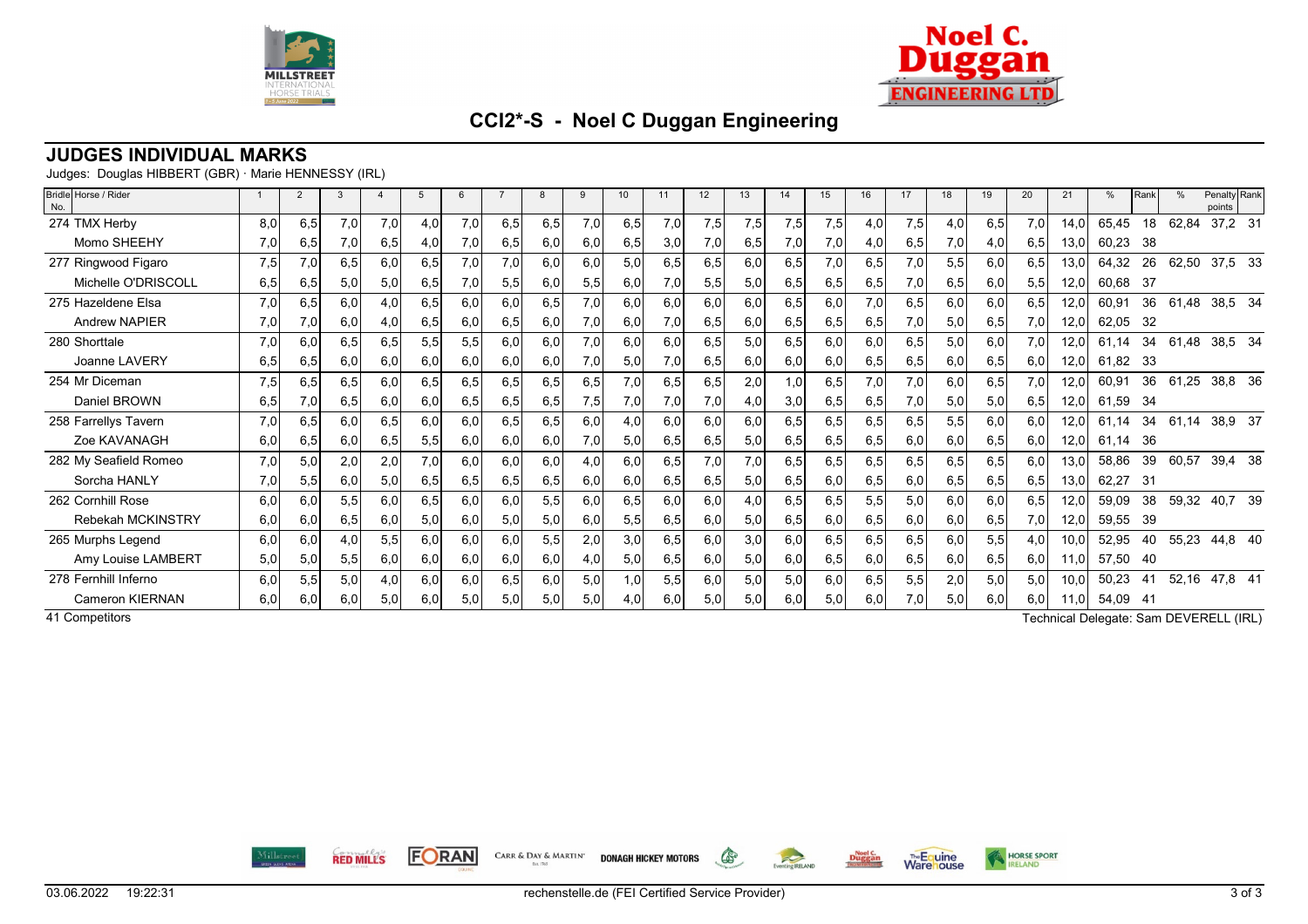## CCI2*-S - Noel C Duggan Engineering

### JUDGES INDIVIDUAL MARKS

Judges: Douglas HIBBERT (GBR) · Marie HENNESSY (IRL)

| Bridle No. Horse / Rider | 1 | 2 | 3 | 4 | 5 | 6 | 7 | 8 | 9 | 10 | 11 | 12 | 13 | 14 | 15 | 16 | 17 | 18 | 19 | 20 | 21 | % | Rank | % | Penalty points | Rank |
|---|---|---|---|---|---|---|---|---|---|---|---|---|---|---|---|---|---|---|---|---|---|---|---|---|---|---|
| 274 TMX Herby | 8,0 | 6,5 | 7,0 | 7,0 | 4,0 | 7,0 | 6,5 | 6,5 | 7,0 | 6,5 | 7,0 | 7,5 | 7,5 | 7,5 | 7,5 | 4,0 | 7,5 | 4,0 | 6,5 | 7,0 | 14,0 | 65,45 | 18 | 62,84 | 37,2 | 31 |
| Momo SHEEHY | 7,0 | 6,5 | 7,0 | 6,5 | 4,0 | 7,0 | 6,5 | 6,0 | 6,0 | 6,5 | 3,0 | 7,0 | 6,5 | 7,0 | 7,0 | 4,0 | 6,5 | 7,0 | 4,0 | 6,5 | 13,0 | 60,23 | 38 | | | |
| 277 Ringwood Figaro | 7,5 | 7,0 | 6,5 | 6,0 | 6,5 | 7,0 | 7,0 | 6,0 | 6,0 | 5,0 | 6,5 | 6,5 | 6,0 | 6,5 | 7,0 | 6,5 | 7,0 | 5,5 | 6,0 | 6,5 | 13,0 | 64,32 | 26 | 62,50 | 37,5 | 33 |
| Michelle O'DRISCOLL | 6,5 | 6,5 | 5,0 | 5,0 | 6,5 | 7,0 | 5,5 | 6,0 | 5,5 | 6,0 | 7,0 | 5,5 | 5,0 | 6,5 | 6,5 | 6,5 | 7,0 | 6,5 | 6,0 | 5,5 | 12,0 | 60,68 | 37 | | | |
| 275 Hazeldene Elsa | 7,0 | 6,5 | 6,0 | 4,0 | 6,5 | 6,0 | 6,0 | 6,5 | 7,0 | 6,0 | 6,0 | 6,0 | 6,0 | 6,5 | 6,0 | 7,0 | 6,5 | 6,0 | 6,0 | 6,5 | 12,0 | 60,91 | 36 | 61,48 | 38,5 | 34 |
| Andrew NAPIER | 7,0 | 7,0 | 6,0 | 4,0 | 6,5 | 6,0 | 6,5 | 6,0 | 7,0 | 6,0 | 7,0 | 6,5 | 6,0 | 6,5 | 6,5 | 6,5 | 7,0 | 5,0 | 6,5 | 7,0 | 12,0 | 62,05 | 32 | | | |
| 280 Shorttale | 7,0 | 6,0 | 6,5 | 6,5 | 5,5 | 5,5 | 6,0 | 6,0 | 7,0 | 6,0 | 6,0 | 6,5 | 5,0 | 6,5 | 6,0 | 6,0 | 6,5 | 5,0 | 6,0 | 7,0 | 12,0 | 61,14 | 34 | 61,48 | 38,5 | 34 |
| Joanne LAVERY | 6,5 | 6,5 | 6,0 | 6,0 | 6,0 | 6,0 | 6,0 | 6,0 | 7,0 | 5,0 | 7,0 | 6,5 | 6,0 | 6,0 | 6,0 | 6,5 | 6,5 | 6,0 | 6,5 | 6,0 | 12,0 | 61,82 | 33 | | | |
| 254 Mr Diceman | 7,5 | 6,5 | 6,5 | 6,0 | 6,5 | 6,5 | 6,5 | 6,5 | 6,5 | 7,0 | 6,5 | 6,5 | 2,0 | 1,0 | 6,5 | 7,0 | 7,0 | 6,0 | 6,5 | 7,0 | 12,0 | 60,91 | 36 | 61,25 | 38,8 | 36 |
| Daniel BROWN | 6,5 | 7,0 | 6,5 | 6,0 | 6,0 | 6,5 | 6,5 | 6,5 | 7,5 | 7,0 | 7,0 | 7,0 | 4,0 | 3,0 | 6,5 | 6,5 | 7,0 | 5,0 | 5,0 | 6,5 | 12,0 | 61,59 | 34 | | | |
| 258 Farrellys Tavern | 7,0 | 6,5 | 6,0 | 6,5 | 6,0 | 6,0 | 6,5 | 6,5 | 6,0 | 4,0 | 6,0 | 6,0 | 6,0 | 6,5 | 6,5 | 6,5 | 6,5 | 5,5 | 6,0 | 6,0 | 12,0 | 61,14 | 34 | 61,14 | 38,9 | 37 |
| Zoe KAVANAGH | 6,0 | 6,5 | 6,0 | 6,5 | 5,5 | 6,0 | 6,0 | 6,0 | 7,0 | 5,0 | 6,5 | 6,5 | 5,0 | 6,5 | 6,5 | 6,5 | 6,0 | 6,0 | 6,5 | 6,0 | 12,0 | 61,14 | 36 | | | |
| 282 My Seafield Romeo | 7,0 | 5,0 | 2,0 | 2,0 | 7,0 | 6,0 | 6,0 | 6,0 | 4,0 | 6,0 | 6,5 | 7,0 | 7,0 | 6,5 | 6,5 | 6,5 | 6,5 | 6,5 | 6,5 | 6,0 | 13,0 | 58,86 | 39 | 60,57 | 39,4 | 38 |
| Sorcha HANLY | 7,0 | 5,5 | 6,0 | 5,0 | 6,5 | 6,5 | 6,5 | 6,5 | 6,0 | 6,0 | 6,5 | 6,5 | 5,0 | 6,5 | 6,0 | 6,5 | 6,0 | 6,5 | 6,5 | 6,5 | 13,0 | 62,27 | 31 | | | |
| 262 Cornhill Rose | 6,0 | 6,0 | 5,5 | 6,0 | 6,5 | 6,0 | 6,0 | 5,5 | 6,0 | 6,5 | 6,0 | 6,0 | 4,0 | 6,5 | 6,5 | 5,5 | 5,0 | 6,0 | 6,0 | 6,5 | 12,0 | 59,09 | 38 | 59,32 | 40,7 | 39 |
| Rebekah MCKINSTRY | 6,0 | 6,0 | 6,5 | 6,0 | 5,0 | 6,0 | 5,0 | 5,0 | 6,0 | 5,5 | 6,5 | 6,0 | 5,0 | 6,5 | 6,0 | 6,5 | 6,0 | 6,0 | 6,5 | 7,0 | 12,0 | 59,55 | 39 | | | |
| 265 Murphs Legend | 6,0 | 6,0 | 4,0 | 5,5 | 6,0 | 6,0 | 6,0 | 5,5 | 2,0 | 3,0 | 6,5 | 6,0 | 3,0 | 6,0 | 6,5 | 6,5 | 6,5 | 6,0 | 5,5 | 4,0 | 10,0 | 52,95 | 40 | 55,23 | 44,8 | 40 |
| Amy Louise LAMBERT | 5,0 | 5,0 | 5,5 | 6,0 | 6,0 | 6,0 | 6,0 | 6,0 | 4,0 | 5,0 | 6,5 | 6,0 | 5,0 | 6,0 | 6,5 | 6,0 | 6,5 | 6,0 | 6,5 | 6,0 | 11,0 | 57,50 | 40 | | | |
| 278 Fernhill Inferno | 6,0 | 5,5 | 5,0 | 4,0 | 6,0 | 6,0 | 6,5 | 6,0 | 5,0 | 1,0 | 5,5 | 6,0 | 5,0 | 5,0 | 6,0 | 6,5 | 5,5 | 2,0 | 5,0 | 5,0 | 10,0 | 50,23 | 41 | 52,16 | 47,8 | 41 |
| Cameron KIERNAN | 6,0 | 6,0 | 6,0 | 5,0 | 6,0 | 5,0 | 5,0 | 5,0 | 5,0 | 4,0 | 6,0 | 5,0 | 5,0 | 6,0 | 5,0 | 6,0 | 7,0 | 5,0 | 6,0 | 6,0 | 11,0 | 54,09 | 41 | | | |

41 Competitors

Technical Delegate: Sam DEVERELL (IRL)

03.06.2022 19:22:31

rechenstelle.de (FEI Certified Service Provider)